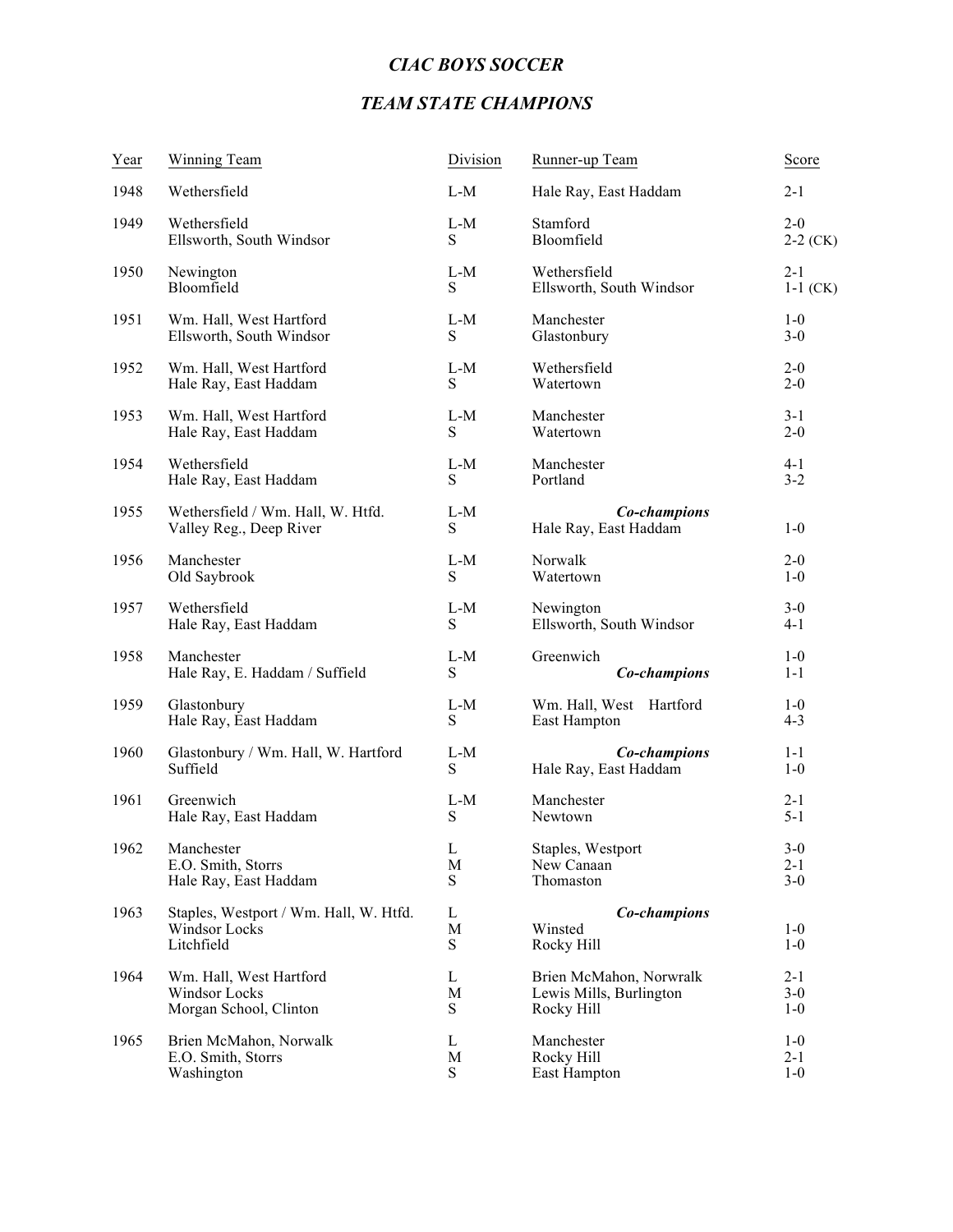# *CIAC BOYS SOCCER*

## *TEAM STATE CHAMPIONS*

| Year | Winning Team | Division | Runner-up Team | Score |
|---|---|---|---|---|
| 1948 | Wethersfield | L-M | Hale Ray, East Haddam | 2-1 |
| 1949 | Wethersfield | L-M | Stamford | 2-0 |
| | Ellsworth, South Windsor | S | Bloomfield | 2-2 (CK) |
| 1950 | Newington | L-M | Wethersfield | 2-1 |
| | Bloomfield | S | Ellsworth, South Windsor | 1-1 (CK) |
| 1951 | Wm. Hall, West Hartford | L-M | Manchester | 1-0 |
| | Ellsworth, South Windsor | S | Glastonbury | 3-0 |
| 1952 | Wm. Hall, West Hartford | L-M | Wethersfield | 2-0 |
| | Hale Ray, East Haddam | S | Watertown | 2-0 |
| 1953 | Wm. Hall, West Hartford | L-M | Manchester | 3-1 |
| | Hale Ray, East Haddam | S | Watertown | 2-0 |
| 1954 | Wethersfield | L-M | Manchester | 4-1 |
| | Hale Ray, East Haddam | S | Portland | 3-2 |
| 1955 | Wethersfield / Wm. Hall, W. Htfd. | L-M | ***Co-champions*** | |
| | Valley Reg., Deep River | S | Hale Ray, East Haddam | 1-0 |
| 1956 | Manchester | L-M | Norwalk | 2-0 |
| | Old Saybrook | S | Watertown | 1-0 |
| 1957 | Wethersfield | L-M | Newington | 3-0 |
| | Hale Ray, East Haddam | S | Ellsworth, South Windsor | 4-1 |
| 1958 | Manchester | L-M | Greenwich | 1-0 |
| | Hale Ray, E. Haddam / Suffield | S | ***Co-champions*** | 1-1 |
| 1959 | Glastonbury | L-M | Wm. Hall, West Hartford | 1-0 |
| | Hale Ray, East Haddam | S | East Hampton | 4-3 |
| 1960 | Glastonbury / Wm. Hall, W. Hartford | L-M | ***Co-champions*** | 1-1 |
| | Suffield | S | Hale Ray, East Haddam | 1-0 |
| 1961 | Greenwich | L-M | Manchester | 2-1 |
| | Hale Ray, East Haddam | S | Newtown | 5-1 |
| 1962 | Manchester | L | Staples, Westport | 3-0 |
| | E.O. Smith, Storrs | M | New Canaan | 2-1 |
| | Hale Ray, East Haddam | S | Thomaston | 3-0 |
| 1963 | Staples, Westport / Wm. Hall, W. Htfd. | L | ***Co-champions*** | |
| | Windsor Locks | M | Winsted | 1-0 |
| | Litchfield | S | Rocky Hill | 1-0 |
| 1964 | Wm. Hall, West Hartford | L | Brien McMahon, Norwralk | 2-1 |
| | Windsor Locks | M | Lewis Mills, Burlington | 3-0 |
| | Morgan School, Clinton | S | Rocky Hill | 1-0 |
| 1965 | Brien McMahon, Norwalk | L | Manchester | 1-0 |
| | E.O. Smith, Storrs | M | Rocky Hill | 2-1 |
| | Washington | S | East Hampton | 1-0 |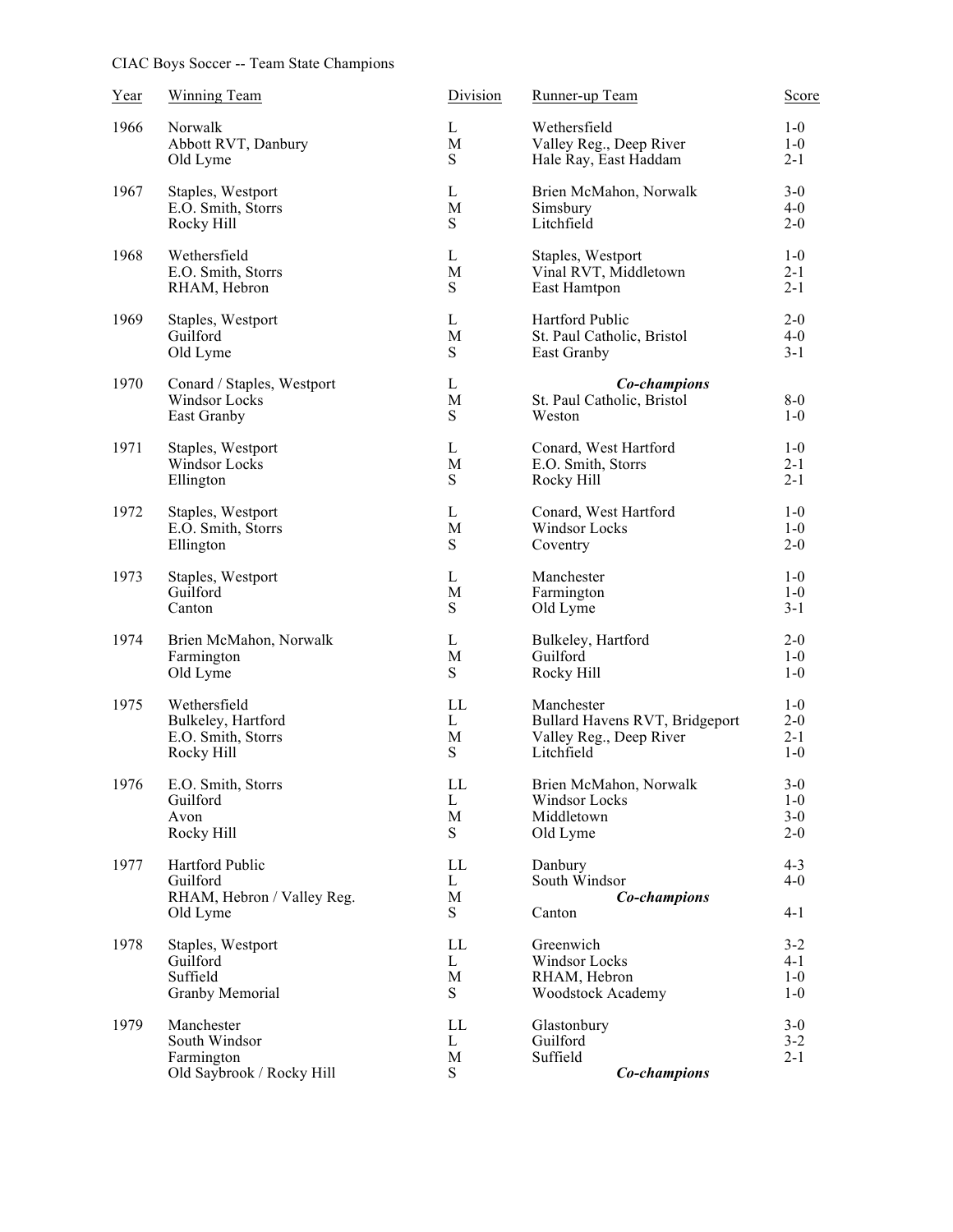CIAC Boys Soccer -- Team State Champions

| Year | Winning Team | Division | Runner-up Team | Score |
|---|---|---|---|---|
| 1966 | Norwalk | L | Wethersfield | 1-0 |
| | Abbott RVT, Danbury | M | Valley Reg., Deep River | 1-0 |
| | Old Lyme | S | Hale Ray, East Haddam | 2-1 |
| 1967 | Staples, Westport | L | Brien McMahon, Norwalk | 3-0 |
| | E.O. Smith, Storrs | M | Simsbury | 4-0 |
| | Rocky Hill | S | Litchfield | 2-0 |
| 1968 | Wethersfield | L | Staples, Westport | 1-0 |
| | E.O. Smith, Storrs | M | Vinal RVT, Middletown | 2-1 |
| | RHAM, Hebron | S | East Hamtpon | 2-1 |
| 1969 | Staples, Westport | L | Hartford Public | 2-0 |
| | Guilford | M | St. Paul Catholic, Bristol | 4-0 |
| | Old Lyme | S | East Granby | 3-1 |
| 1970 | Conard / Staples, Westport | L | ***Co-champions*** | |
| | Windsor Locks | M | St. Paul Catholic, Bristol | 8-0 |
| | East Granby | S | Weston | 1-0 |
| 1971 | Staples, Westport | L | Conard, West Hartford | 1-0 |
| | Windsor Locks | M | E.O. Smith, Storrs | 2-1 |
| | Ellington | S | Rocky Hill | 2-1 |
| 1972 | Staples, Westport | L | Conard, West Hartford | 1-0 |
| | E.O. Smith, Storrs | M | Windsor Locks | 1-0 |
| | Ellington | S | Coventry | 2-0 |
| 1973 | Staples, Westport | L | Manchester | 1-0 |
| | Guilford | M | Farmington | 1-0 |
| | Canton | S | Old Lyme | 3-1 |
| 1974 | Brien McMahon, Norwalk | L | Bulkeley, Hartford | 2-0 |
| | Farmington | M | Guilford | 1-0 |
| | Old Lyme | S | Rocky Hill | 1-0 |
| 1975 | Wethersfield | LL | Manchester | 1-0 |
| | Bulkeley, Hartford | L | Bullard Havens RVT, Bridgeport | 2-0 |
| | E.O. Smith, Storrs | M | Valley Reg., Deep River | 2-1 |
| | Rocky Hill | S | Litchfield | 1-0 |
| 1976 | E.O. Smith, Storrs | LL | Brien McMahon, Norwalk | 3-0 |
| | Guilford | L | Windsor Locks | 1-0 |
| | Avon | M | Middletown | 3-0 |
| | Rocky Hill | S | Old Lyme | 2-0 |
| 1977 | Hartford Public | LL | Danbury | 4-3 |
| | Guilford | L | South Windsor | 4-0 |
| | RHAM, Hebron / Valley Reg. | M | ***Co-champions*** | |
| | Old Lyme | S | Canton | 4-1 |
| 1978 | Staples, Westport | LL | Greenwich | 3-2 |
| | Guilford | L | Windsor Locks | 4-1 |
| | Suffield | M | RHAM, Hebron | 1-0 |
| | Granby Memorial | S | Woodstock Academy | 1-0 |
| 1979 | Manchester | LL | Glastonbury | 3-0 |
| | South Windsor | L | Guilford | 3-2 |
| | Farmington | M | Suffield | 2-1 |
| | Old Saybrook / Rocky Hill | S | ***Co-champions*** | |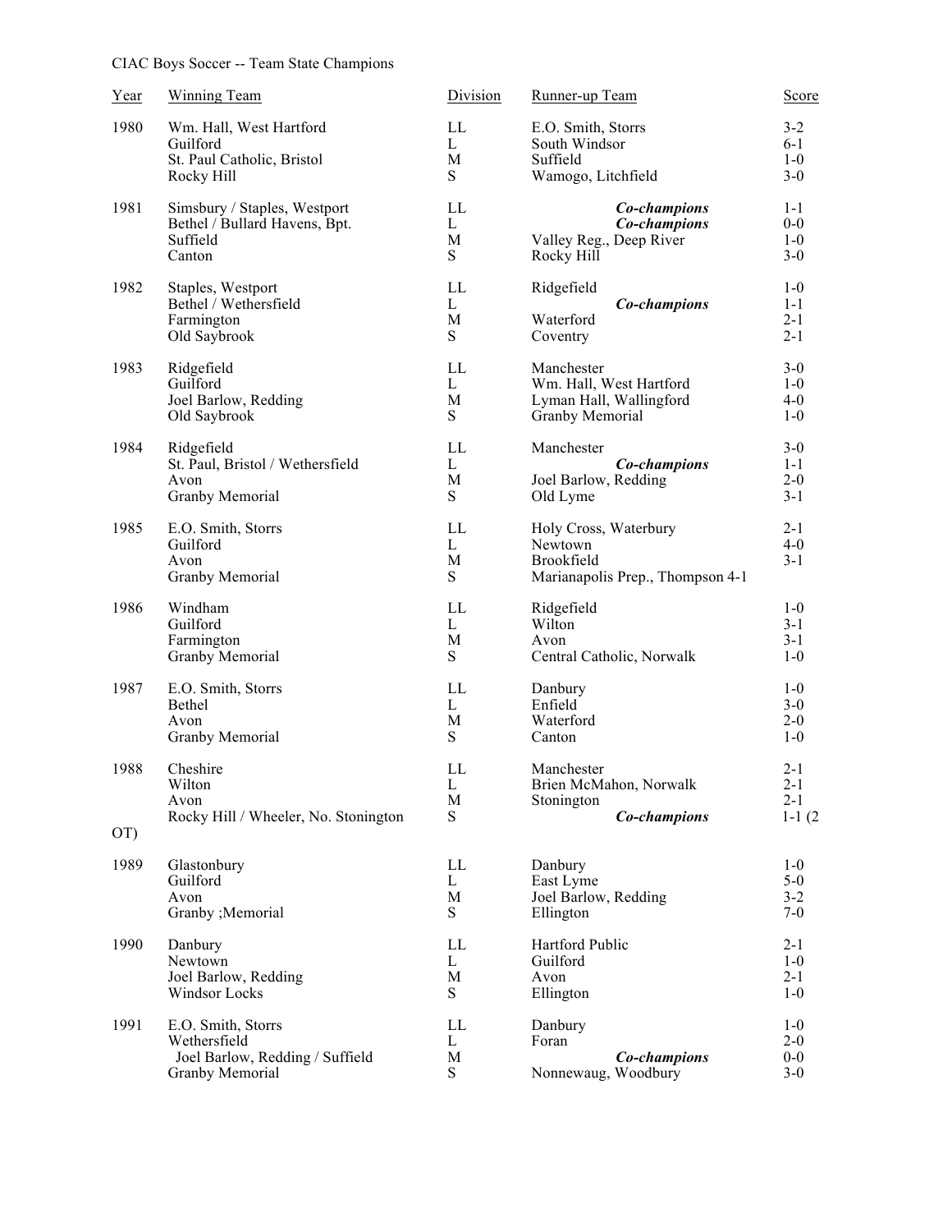CIAC Boys Soccer -- Team State Champions

| Year | Winning Team | Division | Runner-up Team | Score |
|---|---|---|---|---|
| 1980 | Wm. Hall, West Hartford | LL | E.O. Smith, Storrs | 3-2 |
| | Guilford | L | South Windsor | 6-1 |
| | St. Paul Catholic, Bristol | M | Suffield | 1-0 |
| | Rocky Hill | S | Wamogo, Litchfield | 3-0 |
| 1981 | Simsbury / Staples, Westport | LL | ***Co-champions*** | 1-1 |
| | Bethel / Bullard Havens, Bpt. | L | ***Co-champions*** | 0-0 |
| | Suffield | M | Valley Reg., Deep River | 1-0 |
| | Canton | S | Rocky Hill | 3-0 |
| 1982 | Staples, Westport | LL | Ridgefield | 1-0 |
| | Bethel / Wethersfield | L | ***Co-champions*** | 1-1 |
| | Farmington | M | Waterford | 2-1 |
| | Old Saybrook | S | Coventry | 2-1 |
| 1983 | Ridgefield | LL | Manchester | 3-0 |
| | Guilford | L | Wm. Hall, West Hartford | 1-0 |
| | Joel Barlow, Redding | M | Lyman Hall, Wallingford | 4-0 |
| | Old Saybrook | S | Granby Memorial | 1-0 |
| 1984 | Ridgefield | LL | Manchester | 3-0 |
| | St. Paul, Bristol / Wethersfield | L | ***Co-champions*** | 1-1 |
| | Avon | M | Joel Barlow, Redding | 2-0 |
| | Granby Memorial | S | Old Lyme | 3-1 |
| 1985 | E.O. Smith, Storrs | LL | Holy Cross, Waterbury | 2-1 |
| | Guilford | L | Newtown | 4-0 |
| | Avon | M | Brookfield | 3-1 |
| | Granby Memorial | S | Marianapolis Prep., Thompson 4-1 | |
| 1986 | Windham | LL | Ridgefield | 1-0 |
| | Guilford | L | Wilton | 3-1 |
| | Farmington | M | Avon | 3-1 |
| | Granby Memorial | S | Central Catholic, Norwalk | 1-0 |
| 1987 | E.O. Smith, Storrs | LL | Danbury | 1-0 |
| | Bethel | L | Enfield | 3-0 |
| | Avon | M | Waterford | 2-0 |
| | Granby Memorial | S | Canton | 1-0 |
| 1988 | Cheshire | LL | Manchester | 2-1 |
| | Wilton | L | Brien McMahon, Norwalk | 2-1 |
| | Avon | M | Stonington | 2-1 |
| | Rocky Hill / Wheeler, No. Stonington | S | ***Co-champions*** | 1-1 (2 OT) |
| 1989 | Glastonbury | LL | Danbury | 1-0 |
| | Guilford | L | East Lyme | 5-0 |
| | Avon | M | Joel Barlow, Redding | 3-2 |
| | Granby ;Memorial | S | Ellington | 7-0 |
| 1990 | Danbury | LL | Hartford Public | 2-1 |
| | Newtown | L | Guilford | 1-0 |
| | Joel Barlow, Redding | M | Avon | 2-1 |
| | Windsor Locks | S | Ellington | 1-0 |
| 1991 | E.O. Smith, Storrs | LL | Danbury | 1-0 |
| | Wethersfield | L | Foran | 2-0 |
| | Joel Barlow, Redding / Suffield | M | ***Co-champions*** | 0-0 |
| | Granby Memorial | S | Nonnewaug, Woodbury | 3-0 |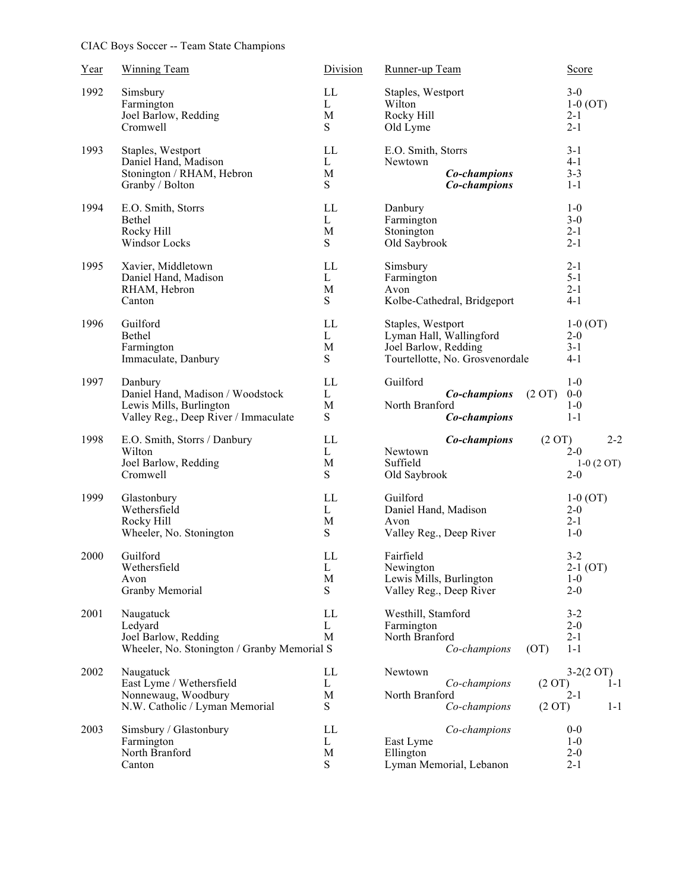CIAC Boys Soccer -- Team State Champions

| Year | Winning Team | Division | Runner-up Team | Score |
| --- | --- | --- | --- | --- |
| 1992 | Simsbury | LL | Staples, Westport | 3-0 |
| | Farmington | L | Wilton | 1-0 (OT) |
| | Joel Barlow, Redding | M | Rocky Hill | 2-1 |
| | Cromwell | S | Old Lyme | 2-1 |
| 1993 | Staples, Westport | LL | E.O. Smith, Storrs | 3-1 |
| | Daniel Hand, Madison | L | Newtown | 4-1 |
| | Stonington / RHAM, Hebron | M | ***Co-champions*** | 3-3 |
| | Granby / Bolton | S | ***Co-champions*** | 1-1 |
| 1994 | E.O. Smith, Storrs | LL | Danbury | 1-0 |
| | Bethel | L | Farmington | 3-0 |
| | Rocky Hill | M | Stonington | 2-1 |
| | Windsor Locks | S | Old Saybrook | 2-1 |
| 1995 | Xavier, Middletown | LL | Simsbury | 2-1 |
| | Daniel Hand, Madison | L | Farmington | 5-1 |
| | RHAM, Hebron | M | Avon | 2-1 |
| | Canton | S | Kolbe-Cathedral, Bridgeport | 4-1 |
| 1996 | Guilford | LL | Staples, Westport | 1-0 (OT) |
| | Bethel | L | Lyman Hall, Wallingford | 2-0 |
| | Farmington | M | Joel Barlow, Redding | 3-1 |
| | Immaculate, Danbury | S | Tourtellotte, No. Grosvenordale | 4-1 |
| 1997 | Danbury | LL | Guilford | 1-0 |
| | Daniel Hand, Madison / Woodstock | L | ***Co-champions*** (2 OT) | 0-0 |
| | Lewis Mills, Burlington | M | North Branford | 1-0 |
| | Valley Reg., Deep River / Immaculate | S | ***Co-champions*** | 1-1 |
| 1998 | E.O. Smith, Storrs / Danbury | LL | ***Co-champions*** (2 OT) | 2-2 |
| | Wilton | L | Newtown | 2-0 |
| | Joel Barlow, Redding | M | Suffield | 1-0 (2 OT) |
| | Cromwell | S | Old Saybrook | 2-0 |
| 1999 | Glastonbury | LL | Guilford | 1-0 (OT) |
| | Wethersfield | L | Daniel Hand, Madison | 2-0 |
| | Rocky Hill | M | Avon | 2-1 |
| | Wheeler, No. Stonington | S | Valley Reg., Deep River | 1-0 |
| 2000 | Guilford | LL | Fairfield | 3-2 |
| | Wethersfield | L | Newington | 2-1 (OT) |
| | Avon | M | Lewis Mills, Burlington | 1-0 |
| | Granby Memorial | S | Valley Reg., Deep River | 2-0 |
| 2001 | Naugatuck | LL | Westhill, Stamford | 3-2 |
| | Ledyard | L | Farmington | 2-0 |
| | Joel Barlow, Redding | M | North Branford | 2-1 |
| | Wheeler, No. Stonington / Granby Memorial | S | *Co-champions* (OT) | 1-1 |
| 2002 | Naugatuck | LL | Newtown | 3-2(2 OT) |
| | East Lyme / Wethersfield | L | *Co-champions* (2 OT) | 1-1 |
| | Nonnewaug, Woodbury | M | North Branford | 2-1 |
| | N.W. Catholic / Lyman Memorial | S | *Co-champions* (2 OT) | 1-1 |
| 2003 | Simsbury / Glastonbury | LL | *Co-champions* | 0-0 |
| | Farmington | L | East Lyme | 1-0 |
| | North Branford | M | Ellington | 2-0 |
| | Canton | S | Lyman Memorial, Lebanon | 2-1 |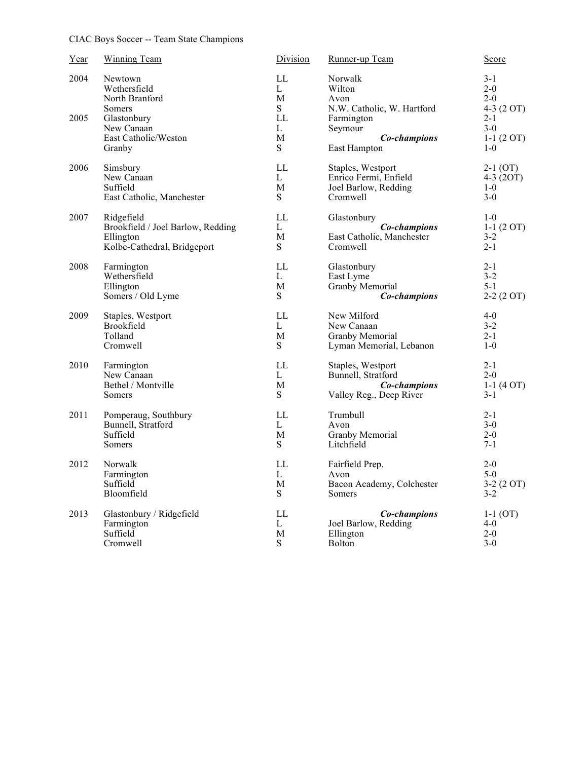CIAC Boys Soccer -- Team State Champions

| Year | Winning Team | Division | Runner-up Team | Score |
|---|---|---|---|---|
| 2004 | Newtown | LL | Norwalk | 3-1 |
| | Wethersfield | L | Wilton | 2-0 |
| | North Branford | M | Avon | 2-0 |
| | Somers | S | N.W. Catholic, W. Hartford | 4-3 (2 OT) |
| 2005 | Glastonbury | LL | Farmington | 2-1 |
| | New Canaan | L | Seymour | 3-0 |
| | East Catholic/Weston | M | ***Co-champions*** | 1-1 (2 OT) |
| | Granby | S | East Hampton | 1-0 |
| 2006 | Simsbury | LL | Staples, Westport | 2-1 (OT) |
| | New Canaan | L | Enrico Fermi, Enfield | 4-3 (2OT) |
| | Suffield | M | Joel Barlow, Redding | 1-0 |
| | East Catholic, Manchester | S | Cromwell | 3-0 |
| 2007 | Ridgefield | LL | Glastonbury | 1-0 |
| | Brookfield / Joel Barlow, Redding | L | ***Co-champions*** | 1-1 (2 OT) |
| | Ellington | M | East Catholic, Manchester | 3-2 |
| | Kolbe-Cathedral, Bridgeport | S | Cromwell | 2-1 |
| 2008 | Farmington | LL | Glastonbury | 2-1 |
| | Wethersfield | L | East Lyme | 3-2 |
| | Ellington | M | Granby Memorial | 5-1 |
| | Somers / Old Lyme | S | ***Co-champions*** | 2-2 (2 OT) |
| 2009 | Staples, Westport | LL | New Milford | 4-0 |
| | Brookfield | L | New Canaan | 3-2 |
| | Tolland | M | Granby Memorial | 2-1 |
| | Cromwell | S | Lyman Memorial, Lebanon | 1-0 |
| 2010 | Farmington | LL | Staples, Westport | 2-1 |
| | New Canaan | L | Bunnell, Stratford | 2-0 |
| | Bethel / Montville | M | ***Co-champions*** | 1-1 (4 OT) |
| | Somers | S | Valley Reg., Deep River | 3-1 |
| 2011 | Pomperaug, Southbury | LL | Trumbull | 2-1 |
| | Bunnell, Stratford | L | Avon | 3-0 |
| | Suffield | M | Granby Memorial | 2-0 |
| | Somers | S | Litchfield | 7-1 |
| 2012 | Norwalk | LL | Fairfield Prep. | 2-0 |
| | Farmington | L | Avon | 5-0 |
| | Suffield | M | Bacon Academy, Colchester | 3-2 (2 OT) |
| | Bloomfield | S | Somers | 3-2 |
| 2013 | Glastonbury / Ridgefield | LL | ***Co-champions*** | 1-1 (OT) |
| | Farmington | L | Joel Barlow, Redding | 4-0 |
| | Suffield | M | Ellington | 2-0 |
| | Cromwell | S | Bolton | 3-0 |